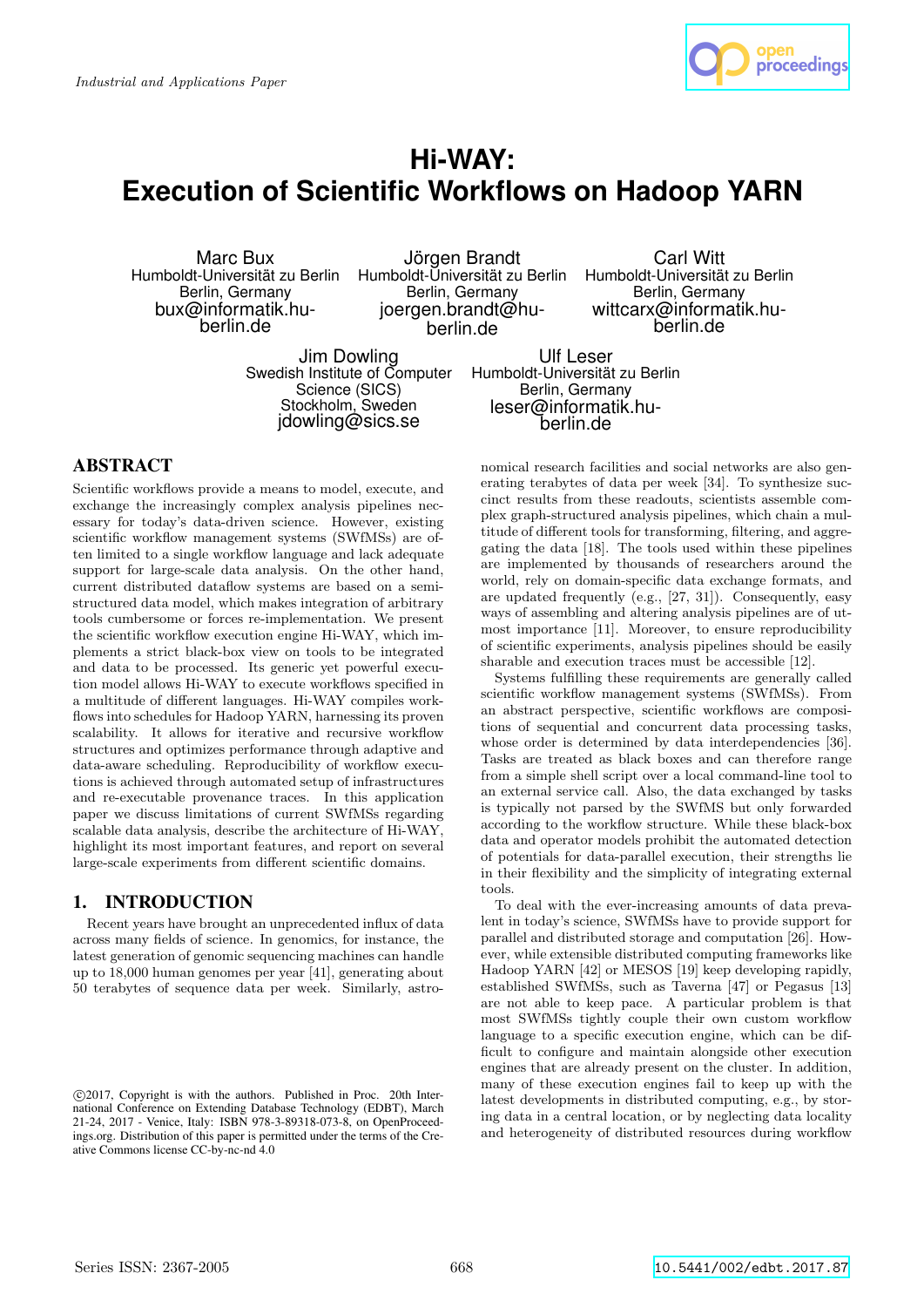*Industrial and Applications Paper*

# Hi-WAY: Execution of Scientific Workflows on Hadoop YARN

Marc Bux
Humboldt-Universität zu Berlin
Berlin, Germany
bux@informatik.hu-berlin.de

Jörgen Brandt
Humboldt-Universität zu Berlin
Berlin, Germany
joergen.brandt@hu-berlin.de

Carl Witt
Humboldt-Universität zu Berlin
Berlin, Germany
wittcarx@informatik.hu-berlin.de

Jim Dowling
Swedish Institute of Computer Science (SICS)
Stockholm, Sweden
jdowling@sics.se

Ulf Leser
Humboldt-Universität zu Berlin
Berlin, Germany
leser@informatik.hu-berlin.de

## ABSTRACT

Scientific workflows provide a means to model, execute, and exchange the increasingly complex analysis pipelines necessary for today's data-driven science. However, existing scientific workflow management systems (SWfMSs) are often limited to a single workflow language and lack adequate support for large-scale data analysis. On the other hand, current distributed dataflow systems are based on a semi-structured data model, which makes integration of arbitrary tools cumbersome or forces re-implementation. We present the scientific workflow execution engine Hi-WAY, which implements a strict black-box view on tools to be integrated and data to be processed. Its generic yet powerful execution model allows Hi-WAY to execute workflows specified in a multitude of different languages. Hi-WAY compiles workflows into schedules for Hadoop YARN, harnessing its proven scalability. It allows for iterative and recursive workflow structures and optimizes performance through adaptive and data-aware scheduling. Reproducibility of workflow executions is achieved through automated setup of infrastructures and re-executable provenance traces. In this application paper we discuss limitations of current SWfMSs regarding scalable data analysis, describe the architecture of Hi-WAY, highlight its most important features, and report on several large-scale experiments from different scientific domains.

## 1. INTRODUCTION

Recent years have brought an unprecedented influx of data across many fields of science. In genomics, for instance, the latest generation of genomic sequencing machines can handle up to 18,000 human genomes per year [41], generating about 50 terabytes of sequence data per week. Similarly, astronomical research facilities and social networks are also generating terabytes of data per week [34]. To synthesize succinct results from these readouts, scientists assemble complex graph-structured analysis pipelines, which chain a multitude of different tools for transforming, filtering, and aggregating the data [18]. The tools used within these pipelines are implemented by thousands of researchers around the world, rely on domain-specific data exchange formats, and are updated frequently (e.g., [27, 31]). Consequently, easy ways of assembling and altering analysis pipelines are of utmost importance [11]. Moreover, to ensure reproducibility of scientific experiments, analysis pipelines should be easily sharable and execution traces must be accessible [12].

Systems fulfilling these requirements are generally called scientific workflow management systems (SWfMSs). From an abstract perspective, scientific workflows are compositions of sequential and concurrent data processing tasks, whose order is determined by data interdependencies [36]. Tasks are treated as black boxes and can therefore range from a simple shell script over a local command-line tool to an external service call. Also, the data exchanged by tasks is typically not parsed by the SWfMS but only forwarded according to the workflow structure. While these black-box data and operator models prohibit the automated detection of potentials for data-parallel execution, their strengths lie in their flexibility and the simplicity of integrating external tools.

To deal with the ever-increasing amounts of data prevalent in today's science, SWfMSs have to provide support for parallel and distributed storage and computation [26]. However, while extensible distributed computing frameworks like Hadoop YARN [42] or MESOS [19] keep developing rapidly, established SWfMSs, such as Taverna [47] or Pegasus [13] are not able to keep pace. A particular problem is that most SWfMSs tightly couple their own custom workflow language to a specific execution engine, which can be difficult to configure and maintain alongside other execution engines that are already present on the cluster. In addition, many of these execution engines fail to keep up with the latest developments in distributed computing, e.g., by storing data in a central location, or by neglecting data locality and heterogeneity of distributed resources during workflow

©2017, Copyright is with the authors. Published in Proc. 20th International Conference on Extending Database Technology (EDBT), March 21-24, 2017 - Venice, Italy: ISBN 978-3-89318-073-8, on OpenProceedings.org. Distribution of this paper is permitted under the terms of the Creative Commons license CC-by-nc-nd 4.0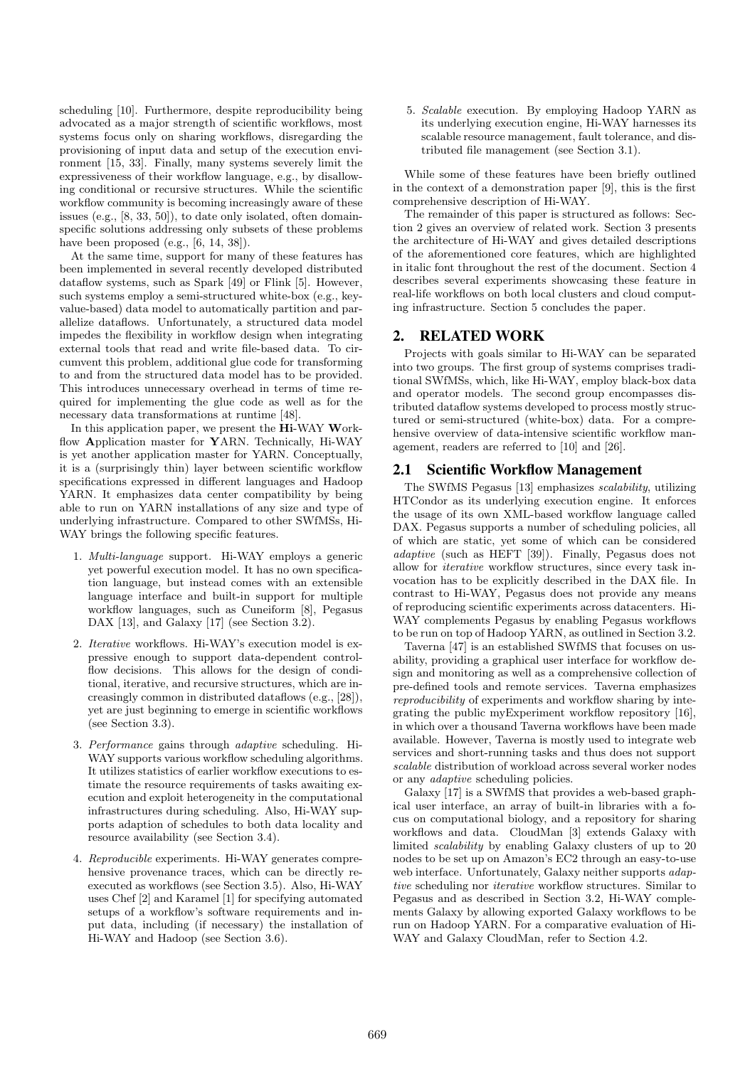scheduling [10]. Furthermore, despite reproducibility being advocated as a major strength of scientific workflows, most systems focus only on sharing workflows, disregarding the provisioning of input data and setup of the execution environment [15, 33]. Finally, many systems severely limit the expressiveness of their workflow language, e.g., by disallowing conditional or recursive structures. While the scientific workflow community is becoming increasingly aware of these issues (e.g., [8, 33, 50]), to date only isolated, often domain-specific solutions addressing only subsets of these problems have been proposed (e.g., [6, 14, 38]).

At the same time, support for many of these features has been implemented in several recently developed distributed dataflow systems, such as Spark [49] or Flink [5]. However, such systems employ a semi-structured white-box (e.g., key-value-based) data model to automatically partition and parallelize dataflows. Unfortunately, a structured data model impedes the flexibility in workflow design when integrating external tools that read and write file-based data. To circumvent this problem, additional glue code for transforming to and from the structured data model has to be provided. This introduces unnecessary overhead in terms of time required for implementing the glue code as well as for the necessary data transformations at runtime [48].

In this application paper, we present the **Hi**-WAY **W**orkflow **A**pplication master for **Y**ARN. Technically, Hi-WAY is yet another application master for YARN. Conceptually, it is a (surprisingly thin) layer between scientific workflow specifications expressed in different languages and Hadoop YARN. It emphasizes data center compatibility by being able to run on YARN installations of any size and type of underlying infrastructure. Compared to other SWfMSs, Hi-WAY brings the following specific features.

1. *Multi-language* support. Hi-WAY employs a generic yet powerful execution model. It has no own specification language, but instead comes with an extensible language interface and built-in support for multiple workflow languages, such as Cuneiform [8], Pegasus DAX [13], and Galaxy [17] (see Section 3.2).
2. *Iterative* workflows. Hi-WAY's execution model is expressive enough to support data-dependent control-flow decisions. This allows for the design of conditional, iterative, and recursive structures, which are increasingly common in distributed dataflows (e.g., [28]), yet are just beginning to emerge in scientific workflows (see Section 3.3).
3. *Performance* gains through *adaptive* scheduling. Hi-WAY supports various workflow scheduling algorithms. It utilizes statistics of earlier workflow executions to estimate the resource requirements of tasks awaiting execution and exploit heterogeneity in the computational infrastructures during scheduling. Also, Hi-WAY supports adaption of schedules to both data locality and resource availability (see Section 3.4).
4. *Reproducible* experiments. Hi-WAY generates comprehensive provenance traces, which can be directly re-executed as workflows (see Section 3.5). Also, Hi-WAY uses Chef [2] and Karamel [1] for specifying automated setups of a workflow's software requirements and input data, including (if necessary) the installation of Hi-WAY and Hadoop (see Section 3.6).
5. *Scalable* execution. By employing Hadoop YARN as its underlying execution engine, Hi-WAY harnesses its scalable resource management, fault tolerance, and distributed file management (see Section 3.1).

While some of these features have been briefly outlined in the context of a demonstration paper [9], this is the first comprehensive description of Hi-WAY.

The remainder of this paper is structured as follows: Section 2 gives an overview of related work. Section 3 presents the architecture of Hi-WAY and gives detailed descriptions of the aforementioned core features, which are highlighted in italic font throughout the rest of the document. Section 4 describes several experiments showcasing these feature in real-life workflows on both local clusters and cloud computing infrastructure. Section 5 concludes the paper.

## 2. RELATED WORK

Projects with goals similar to Hi-WAY can be separated into two groups. The first group of systems comprises traditional SWfMSs, which, like Hi-WAY, employ black-box data and operator models. The second group encompasses distributed dataflow systems developed to process mostly structured or semi-structured (white-box) data. For a comprehensive overview of data-intensive scientific workflow management, readers are referred to [10] and [26].

### 2.1 Scientific Workflow Management

The SWfMS Pegasus [13] emphasizes *scalability*, utilizing HTCondor as its underlying execution engine. It enforces the usage of its own XML-based workflow language called DAX. Pegasus supports a number of scheduling policies, all of which are static, yet some of which can be considered *adaptive* (such as HEFT [39]). Finally, Pegasus does not allow for *iterative* workflow structures, since every task invocation has to be explicitly described in the DAX file. In contrast to Hi-WAY, Pegasus does not provide any means of reproducing scientific experiments across datacenters. Hi-WAY complements Pegasus by enabling Pegasus workflows to be run on top of Hadoop YARN, as outlined in Section 3.2.

Taverna [47] is an established SWfMS that focuses on usability, providing a graphical user interface for workflow design and monitoring as well as a comprehensive collection of pre-defined tools and remote services. Taverna emphasizes *reproducibility* of experiments and workflow sharing by integrating the public myExperiment workflow repository [16], in which over a thousand Taverna workflows have been made available. However, Taverna is mostly used to integrate web services and short-running tasks and thus does not support *scalable* distribution of workload across several worker nodes or any *adaptive* scheduling policies.

Galaxy [17] is a SWfMS that provides a web-based graphical user interface, an array of built-in libraries with a focus on computational biology, and a repository for sharing workflows and data. CloudMan [3] extends Galaxy with limited *scalability* by enabling Galaxy clusters of up to 20 nodes to be set up on Amazon's EC2 through an easy-to-use web interface. Unfortunately, Galaxy neither supports *adaptive* scheduling nor *iterative* workflow structures. Similar to Pegasus and as described in Section 3.2, Hi-WAY complements Galaxy by allowing exported Galaxy workflows to be run on Hadoop YARN. For a comparative evaluation of Hi-WAY and Galaxy CloudMan, refer to Section 4.2.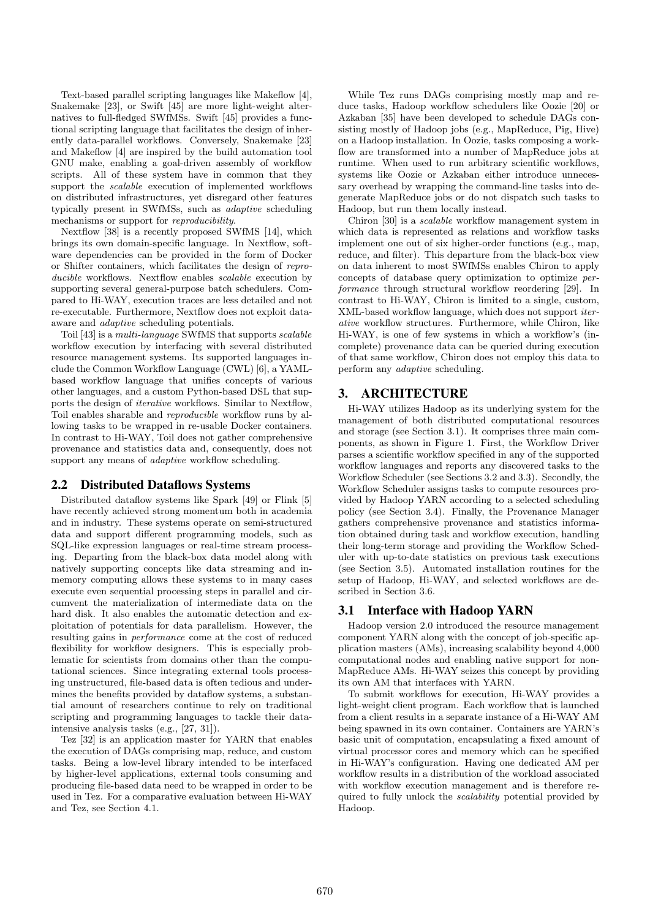Text-based parallel scripting languages like Makeflow [4], Snakemake [23], or Swift [45] are more light-weight alternatives to full-fledged SWfMSs. Swift [45] provides a functional scripting language that facilitates the design of inherently data-parallel workflows. Conversely, Snakemake [23] and Makeflow [4] are inspired by the build automation tool GNU make, enabling a goal-driven assembly of workflow scripts. All of these system have in common that they support the *scalable* execution of implemented workflows on distributed infrastructures, yet disregard other features typically present in SWfMSs, such as *adaptive* scheduling mechanisms or support for *reproducibility*.

Nextflow [38] is a recently proposed SWfMS [14], which brings its own domain-specific language. In Nextflow, software dependencies can be provided in the form of Docker or Shifter containers, which facilitates the design of *reproducible* workflows. Nextflow enables *scalable* execution by supporting several general-purpose batch schedulers. Compared to Hi-WAY, execution traces are less detailed and not re-executable. Furthermore, Nextflow does not exploit data-aware and *adaptive* scheduling potentials.

Toil [43] is a *multi-language* SWfMS that supports *scalable* workflow execution by interfacing with several distributed resource management systems. Its supported languages include the Common Workflow Language (CWL) [6], a YAML-based workflow language that unifies concepts of various other languages, and a custom Python-based DSL that supports the design of *iterative* workflows. Similar to Nextflow, Toil enables sharable and *reproducible* workflow runs by allowing tasks to be wrapped in re-usable Docker containers. In contrast to Hi-WAY, Toil does not gather comprehensive provenance and statistics data and, consequently, does not support any means of *adaptive* workflow scheduling.

## 2.2 Distributed Dataflows Systems

Distributed dataflow systems like Spark [49] or Flink [5] have recently achieved strong momentum both in academia and in industry. These systems operate on semi-structured data and support different programming models, such as SQL-like expression languages or real-time stream processing. Departing from the black-box data model along with natively supporting concepts like data streaming and in-memory computing allows these systems to in many cases execute even sequential processing steps in parallel and circumvent the materialization of intermediate data on the hard disk. It also enables the automatic detection and exploitation of potentials for data parallelism. However, the resulting gains in *performance* come at the cost of reduced flexibility for workflow designers. This is especially problematic for scientists from domains other than the computational sciences. Since integrating external tools processing unstructured, file-based data is often tedious and undermines the benefits provided by dataflow systems, a substantial amount of researchers continue to rely on traditional scripting and programming languages to tackle their data-intensive analysis tasks (e.g., [27, 31]).

Tez [32] is an application master for YARN that enables the execution of DAGs comprising map, reduce, and custom tasks. Being a low-level library intended to be interfaced by higher-level applications, external tools consuming and producing file-based data need to be wrapped in order to be used in Tez. For a comparative evaluation between Hi-WAY and Tez, see Section 4.1.

While Tez runs DAGs comprising mostly map and reduce tasks, Hadoop workflow schedulers like Oozie [20] or Azkaban [35] have been developed to schedule DAGs consisting mostly of Hadoop jobs (e.g., MapReduce, Pig, Hive) on a Hadoop installation. In Oozie, tasks composing a workflow are transformed into a number of MapReduce jobs at runtime. When used to run arbitrary scientific workflows, systems like Oozie or Azkaban either introduce unnecessary overhead by wrapping the command-line tasks into degenerate MapReduce jobs or do not dispatch such tasks to Hadoop, but run them locally instead.

Chiron [30] is a *scalable* workflow management system in which data is represented as relations and workflow tasks implement one out of six higher-order functions (e.g., map, reduce, and filter). This departure from the black-box view on data inherent to most SWfMSs enables Chiron to apply concepts of database query optimization to optimize *performance* through structural workflow reordering [29]. In contrast to Hi-WAY, Chiron is limited to a single, custom, XML-based workflow language, which does not support *iterative* workflow structures. Furthermore, while Chiron, like Hi-WAY, is one of few systems in which a workflow's (incomplete) provenance data can be queried during execution of that same workflow, Chiron does not employ this data to perform any *adaptive* scheduling.

# 3. ARCHITECTURE

Hi-WAY utilizes Hadoop as its underlying system for the management of both distributed computational resources and storage (see Section 3.1). It comprises three main components, as shown in Figure 1. First, the Workflow Driver parses a scientific workflow specified in any of the supported workflow languages and reports any discovered tasks to the Workflow Scheduler (see Sections 3.2 and 3.3). Secondly, the Workflow Scheduler assigns tasks to compute resources provided by Hadoop YARN according to a selected scheduling policy (see Section 3.4). Finally, the Provenance Manager gathers comprehensive provenance and statistics information obtained during task and workflow execution, handling their long-term storage and providing the Workflow Scheduler with up-to-date statistics on previous task executions (see Section 3.5). Automated installation routines for the setup of Hadoop, Hi-WAY, and selected workflows are described in Section 3.6.

## 3.1 Interface with Hadoop YARN

Hadoop version 2.0 introduced the resource management component YARN along with the concept of job-specific application masters (AMs), increasing scalability beyond 4,000 computational nodes and enabling native support for non-MapReduce AMs. Hi-WAY seizes this concept by providing its own AM that interfaces with YARN.

To submit workflows for execution, Hi-WAY provides a light-weight client program. Each workflow that is launched from a client results in a separate instance of a Hi-WAY AM being spawned in its own container. Containers are YARN's basic unit of computation, encapsulating a fixed amount of virtual processor cores and memory which can be specified in Hi-WAY's configuration. Having one dedicated AM per workflow results in a distribution of the workload associated with workflow execution management and is therefore required to fully unlock the *scalability* potential provided by Hadoop.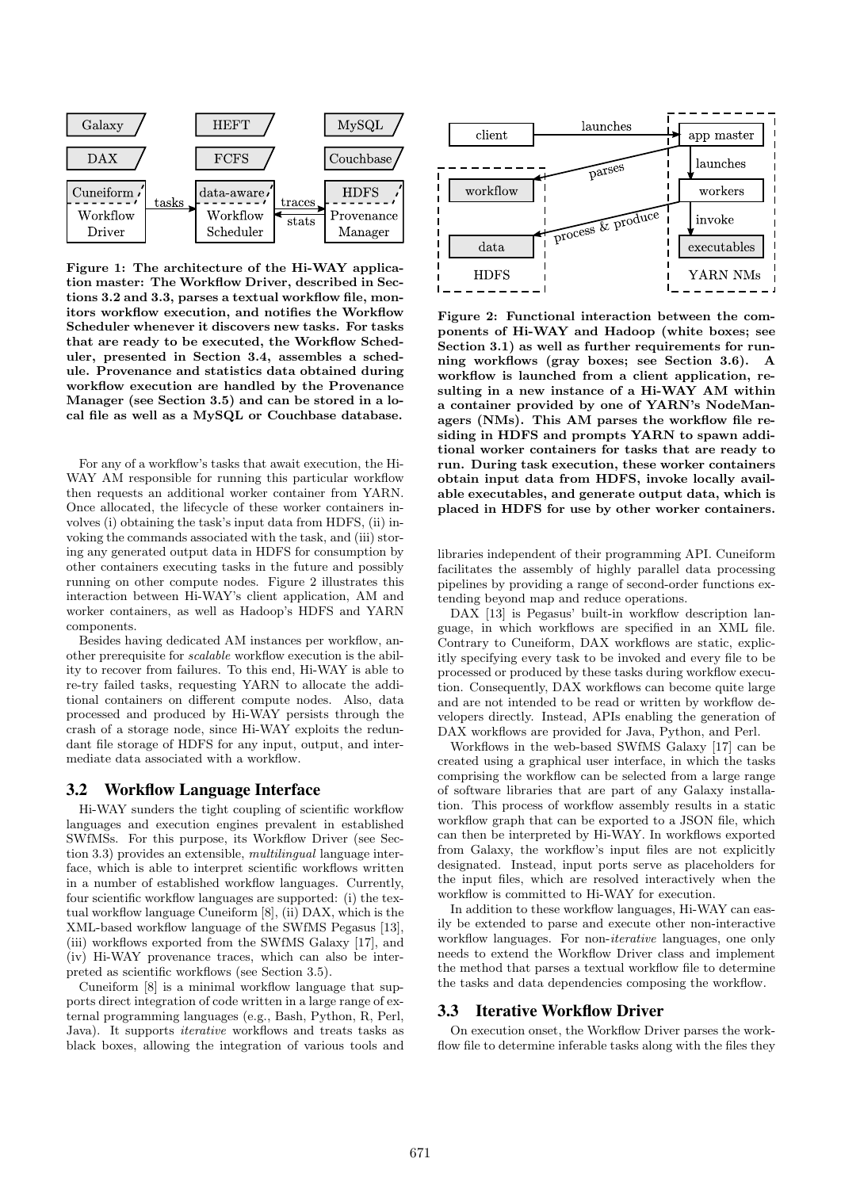Figure 1: The architecture of the Hi-WAY application master: The Workflow Driver, described in Sections 3.2 and 3.3, parses a textual workflow file, monitors workflow execution, and notifies the Workflow Scheduler whenever it discovers new tasks. For tasks that are ready to be executed, the Workflow Scheduler, presented in Section 3.4, assembles a schedule. Provenance and statistics data obtained during workflow execution are handled by the Provenance Manager (see Section 3.5) and can be stored in a local file as well as a MySQL or Couchbase database.

For any of a workflow's tasks that await execution, the Hi-WAY AM responsible for running this particular workflow then requests an additional worker container from YARN. Once allocated, the lifecycle of these worker containers involves (i) obtaining the task's input data from HDFS, (ii) invoking the commands associated with the task, and (iii) storing any generated output data in HDFS for consumption by other containers executing tasks in the future and possibly running on other compute nodes. Figure 2 illustrates this interaction between Hi-WAY's client application, AM and worker containers, as well as Hadoop's HDFS and YARN components.

Besides having dedicated AM instances per workflow, another prerequisite for *scalable* workflow execution is the ability to recover from failures. To this end, Hi-WAY is able to re-try failed tasks, requesting YARN to allocate the additional containers on different compute nodes. Also, data processed and produced by Hi-WAY persists through the crash of a storage node, since Hi-WAY exploits the redundant file storage of HDFS for any input, output, and intermediate data associated with a workflow.

## 3.2 Workflow Language Interface

Hi-WAY sunders the tight coupling of scientific workflow languages and execution engines prevalent in established SWfMSs. For this purpose, its Workflow Driver (see Section 3.3) provides an extensible, *multilingual* language interface, which is able to interpret scientific workflows written in a number of established workflow languages. Currently, four scientific workflow languages are supported: (i) the textual workflow language Cuneiform [8], (ii) DAX, which is the XML-based workflow language of the SWfMS Pegasus [13], (iii) workflows exported from the SWfMS Galaxy [17], and (iv) Hi-WAY provenance traces, which can also be interpreted as scientific workflows (see Section 3.5).

Cuneiform [8] is a minimal workflow language that supports direct integration of code written in a large range of external programming languages (e.g., Bash, Python, R, Perl, Java). It supports *iterative* workflows and treats tasks as black boxes, allowing the integration of various tools and libraries independent of their programming API. Cuneiform facilitates the assembly of highly parallel data processing pipelines by providing a range of second-order functions extending beyond map and reduce operations.

Figure 2: Functional interaction between the components of Hi-WAY and Hadoop (white boxes; see Section 3.1) as well as further requirements for running workflows (gray boxes; see Section 3.6). A workflow is launched from a client application, resulting in a new instance of a Hi-WAY AM within a container provided by one of YARN's NodeManagers (NMs). This AM parses the workflow file residing in HDFS and prompts YARN to spawn additional worker containers for tasks that are ready to run. During task execution, these worker containers obtain input data from HDFS, invoke locally available executables, and generate output data, which is placed in HDFS for use by other worker containers.

DAX [13] is Pegasus' built-in workflow description language, in which workflows are specified in an XML file. Contrary to Cuneiform, DAX workflows are static, explicitly specifying every task to be invoked and every file to be processed or produced by these tasks during workflow execution. Consequently, DAX workflows can become quite large and are not intended to be read or written by workflow developers directly. Instead, APIs enabling the generation of DAX workflows are provided for Java, Python, and Perl.

Workflows in the web-based SWfMS Galaxy [17] can be created using a graphical user interface, in which the tasks comprising the workflow can be selected from a large range of software libraries that are part of any Galaxy installation. This process of workflow assembly results in a static workflow graph that can be exported to a JSON file, which can then be interpreted by Hi-WAY. In workflows exported from Galaxy, the workflow's input files are not explicitly designated. Instead, input ports serve as placeholders for the input files, which are resolved interactively when the workflow is committed to Hi-WAY for execution.

In addition to these workflow languages, Hi-WAY can easily be extended to parse and execute other non-interactive workflow languages. For non-*iterative* languages, one only needs to extend the Workflow Driver class and implement the method that parses a textual workflow file to determine the tasks and data dependencies composing the workflow.

## 3.3 Iterative Workflow Driver

On execution onset, the Workflow Driver parses the workflow file to determine inferable tasks along with the files they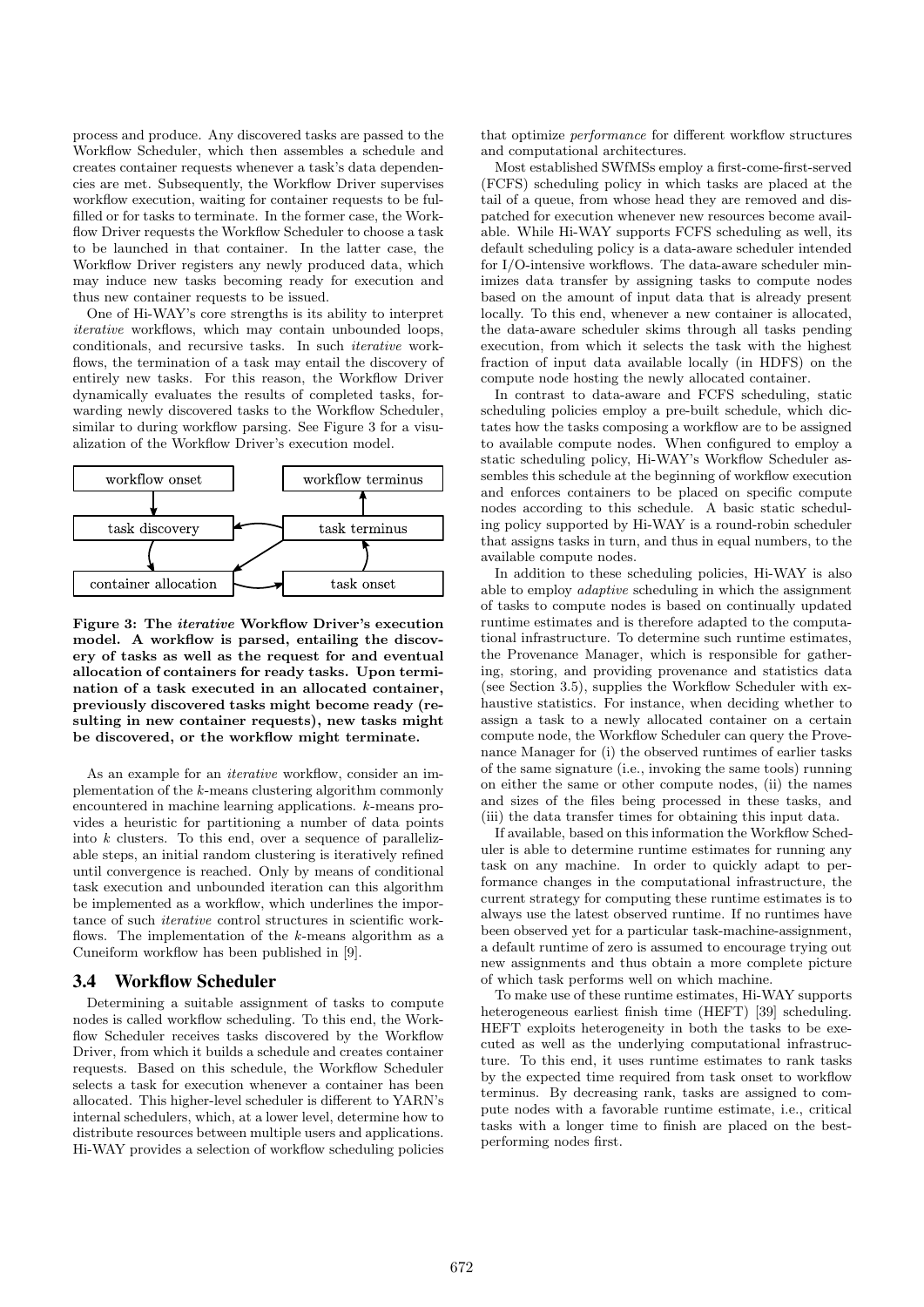process and produce. Any discovered tasks are passed to the Workflow Scheduler, which then assembles a schedule and creates container requests whenever a task's data dependencies are met. Subsequently, the Workflow Driver supervises workflow execution, waiting for container requests to be fulfilled or for tasks to terminate. In the former case, the Workflow Driver requests the Workflow Scheduler to choose a task to be launched in that container. In the latter case, the Workflow Driver registers any newly produced data, which may induce new tasks becoming ready for execution and thus new container requests to be issued.

One of Hi-WAY's core strengths is its ability to interpret *iterative* workflows, which may contain unbounded loops, conditionals, and recursive tasks. In such *iterative* workflows, the termination of a task may entail the discovery of entirely new tasks. For this reason, the Workflow Driver dynamically evaluates the results of completed tasks, forwarding newly discovered tasks to the Workflow Scheduler, similar to during workflow parsing. See Figure 3 for a visualization of the Workflow Driver's execution model.

**Figure 3: The *iterative* Workflow Driver's execution model. A workflow is parsed, entailing the discovery of tasks as well as the request for and eventual allocation of containers for ready tasks. Upon termination of a task executed in an allocated container, previously discovered tasks might become ready (resulting in new container requests), new tasks might be discovered, or the workflow might terminate.**

As an example for an *iterative* workflow, consider an implementation of the $k$-means clustering algorithm commonly encountered in machine learning applications. $k$-means provides a heuristic for partitioning a number of data points into $k$ clusters. To this end, over a sequence of parallelizable steps, an initial random clustering is iteratively refined until convergence is reached. Only by means of conditional task execution and unbounded iteration can this algorithm be implemented as a workflow, which underlines the importance of such *iterative* control structures in scientific workflows. The implementation of the $k$-means algorithm as a Cuneiform workflow has been published in [9].

### 3.4 Workflow Scheduler

Determining a suitable assignment of tasks to compute nodes is called workflow scheduling. To this end, the Workflow Scheduler receives tasks discovered by the Workflow Driver, from which it builds a schedule and creates container requests. Based on this schedule, the Workflow Scheduler selects a task for execution whenever a container has been allocated. This higher-level scheduler is different to YARN's internal schedulers, which, at a lower level, determine how to distribute resources between multiple users and applications. Hi-WAY provides a selection of workflow scheduling policies that optimize *performance* for different workflow structures and computational architectures.

Most established SWfMSs employ a first-come-first-served (FCFS) scheduling policy in which tasks are placed at the tail of a queue, from whose head they are removed and dispatched for execution whenever new resources become available. While Hi-WAY supports FCFS scheduling as well, its default scheduling policy is a data-aware scheduler intended for I/O-intensive workflows. The data-aware scheduler minimizes data transfer by assigning tasks to compute nodes based on the amount of input data that is already present locally. To this end, whenever a new container is allocated, the data-aware scheduler skims through all tasks pending execution, from which it selects the task with the highest fraction of input data available locally (in HDFS) on the compute node hosting the newly allocated container.

In contrast to data-aware and FCFS scheduling, static scheduling policies employ a pre-built schedule, which dictates how the tasks composing a workflow are to be assigned to available compute nodes. When configured to employ a static scheduling policy, Hi-WAY's Workflow Scheduler assembles this schedule at the beginning of workflow execution and enforces containers to be placed on specific compute nodes according to this schedule. A basic static scheduling policy supported by Hi-WAY is a round-robin scheduler that assigns tasks in turn, and thus in equal numbers, to the available compute nodes.

In addition to these scheduling policies, Hi-WAY is also able to employ *adaptive* scheduling in which the assignment of tasks to compute nodes is based on continually updated runtime estimates and is therefore adapted to the computational infrastructure. To determine such runtime estimates, the Provenance Manager, which is responsible for gathering, storing, and providing provenance and statistics data (see Section 3.5), supplies the Workflow Scheduler with exhaustive statistics. For instance, when deciding whether to assign a task to a newly allocated container on a certain compute node, the Workflow Scheduler can query the Provenance Manager for (i) the observed runtimes of earlier tasks of the same signature (i.e., invoking the same tools) running on either the same or other compute nodes, (ii) the names and sizes of the files being processed in these tasks, and (iii) the data transfer times for obtaining this input data.

If available, based on this information the Workflow Scheduler is able to determine runtime estimates for running any task on any machine. In order to quickly adapt to performance changes in the computational infrastructure, the current strategy for computing these runtime estimates is to always use the latest observed runtime. If no runtimes have been observed yet for a particular task-machine-assignment, a default runtime of zero is assumed to encourage trying out new assignments and thus obtain a more complete picture of which task performs well on which machine.

To make use of these runtime estimates, Hi-WAY supports heterogeneous earliest finish time (HEFT) [39] scheduling. HEFT exploits heterogeneity in both the tasks to be executed as well as the underlying computational infrastructure. To this end, it uses runtime estimates to rank tasks by the expected time required from task onset to workflow terminus. By decreasing rank, tasks are assigned to compute nodes with a favorable runtime estimate, i.e., critical tasks with a longer time to finish are placed on the best-performing nodes first.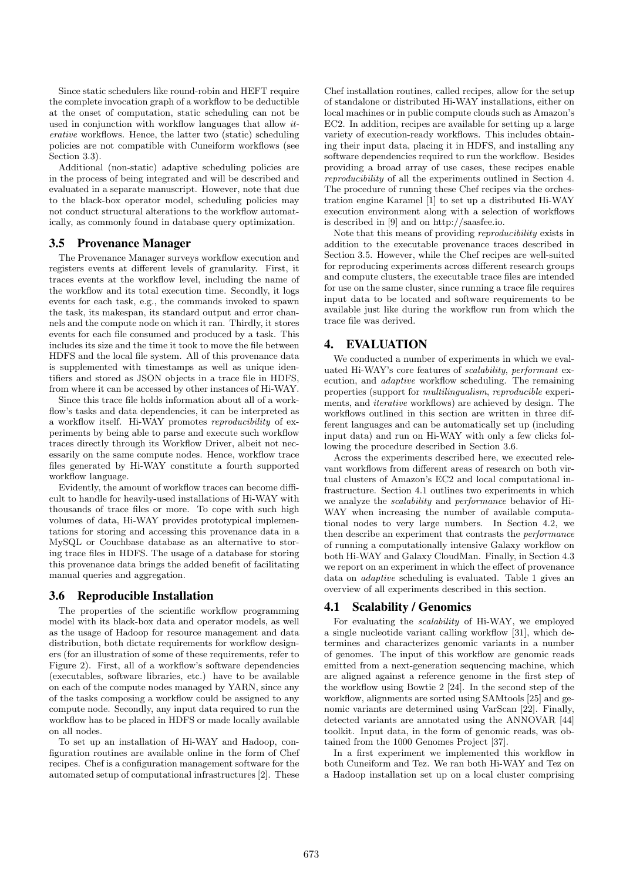Since static schedulers like round-robin and HEFT require the complete invocation graph of a workflow to be deductible at the onset of computation, static scheduling can not be used in conjunction with workflow languages that allow *iterative* workflows. Hence, the latter two (static) scheduling policies are not compatible with Cuneiform workflows (see Section 3.3).

Additional (non-static) adaptive scheduling policies are in the process of being integrated and will be described and evaluated in a separate manuscript. However, note that due to the black-box operator model, scheduling policies may not conduct structural alterations to the workflow automatically, as commonly found in database query optimization.

### 3.5 Provenance Manager

The Provenance Manager surveys workflow execution and registers events at different levels of granularity. First, it traces events at the workflow level, including the name of the workflow and its total execution time. Secondly, it logs events for each task, e.g., the commands invoked to spawn the task, its makespan, its standard output and error channels and the compute node on which it ran. Thirdly, it stores events for each file consumed and produced by a task. This includes its size and the time it took to move the file between HDFS and the local file system. All of this provenance data is supplemented with timestamps as well as unique identifiers and stored as JSON objects in a trace file in HDFS, from where it can be accessed by other instances of Hi-WAY.

Since this trace file holds information about all of a workflow's tasks and data dependencies, it can be interpreted as a workflow itself. Hi-WAY promotes *reproducibility* of experiments by being able to parse and execute such workflow traces directly through its Workflow Driver, albeit not necessarily on the same compute nodes. Hence, workflow trace files generated by Hi-WAY constitute a fourth supported workflow language.

Evidently, the amount of workflow traces can become difficult to handle for heavily-used installations of Hi-WAY with thousands of trace files or more. To cope with such high volumes of data, Hi-WAY provides prototypical implementations for storing and accessing this provenance data in a MySQL or Couchbase database as an alternative to storing trace files in HDFS. The usage of a database for storing this provenance data brings the added benefit of facilitating manual queries and aggregation.

### 3.6 Reproducible Installation

The properties of the scientific workflow programming model with its black-box data and operator models, as well as the usage of Hadoop for resource management and data distribution, both dictate requirements for workflow designers (for an illustration of some of these requirements, refer to Figure 2). First, all of a workflow's software dependencies (executables, software libraries, etc.) have to be available on each of the compute nodes managed by YARN, since any of the tasks composing a workflow could be assigned to any compute node. Secondly, any input data required to run the workflow has to be placed in HDFS or made locally available on all nodes.

To set up an installation of Hi-WAY and Hadoop, configuration routines are available online in the form of Chef recipes. Chef is a configuration management software for the automated setup of computational infrastructures [2]. These Chef installation routines, called recipes, allow for the setup of standalone or distributed Hi-WAY installations, either on local machines or in public compute clouds such as Amazon's EC2. In addition, recipes are available for setting up a large variety of execution-ready workflows. This includes obtaining their input data, placing it in HDFS, and installing any software dependencies required to run the workflow. Besides providing a broad array of use cases, these recipes enable *reproducibility* of all the experiments outlined in Section 4. The procedure of running these Chef recipes via the orchestration engine Karamel [1] to set up a distributed Hi-WAY execution environment along with a selection of workflows is described in [9] and on http://saasfee.io.

Note that this means of providing *reproducibility* exists in addition to the executable provenance traces described in Section 3.5. However, while the Chef recipes are well-suited for reproducing experiments across different research groups and compute clusters, the executable trace files are intended for use on the same cluster, since running a trace file requires input data to be located and software requirements to be available just like during the workflow run from which the trace file was derived.

## 4. EVALUATION

We conducted a number of experiments in which we evaluated Hi-WAY's core features of *scalability*, *performant* execution, and *adaptive* workflow scheduling. The remaining properties (support for *multilingualism*, *reproducible* experiments, and *iterative* workflows) are achieved by design. The workflows outlined in this section are written in three different languages and can be automatically set up (including input data) and run on Hi-WAY with only a few clicks following the procedure described in Section 3.6.

Across the experiments described here, we executed relevant workflows from different areas of research on both virtual clusters of Amazon's EC2 and local computational infrastructure. Section 4.1 outlines two experiments in which we analyze the *scalability* and *performance* behavior of Hi-WAY when increasing the number of available computational nodes to very large numbers. In Section 4.2, we then describe an experiment that contrasts the *performance* of running a computationally intensive Galaxy workflow on both Hi-WAY and Galaxy CloudMan. Finally, in Section 4.3 we report on an experiment in which the effect of provenance data on *adaptive* scheduling is evaluated. Table 1 gives an overview of all experiments described in this section.

### 4.1 Scalability / Genomics

For evaluating the *scalability* of Hi-WAY, we employed a single nucleotide variant calling workflow [31], which determines and characterizes genomic variants in a number of genomes. The input of this workflow are genomic reads emitted from a next-generation sequencing machine, which are aligned against a reference genome in the first step of the workflow using Bowtie 2 [24]. In the second step of the workflow, alignments are sorted using SAMtools [25] and genomic variants are determined using VarScan [22]. Finally, detected variants are annotated using the ANNOVAR [44] toolkit. Input data, in the form of genomic reads, was obtained from the 1000 Genomes Project [37].

In a first experiment we implemented this workflow in both Cuneiform and Tez. We ran both Hi-WAY and Tez on a Hadoop installation set up on a local cluster comprising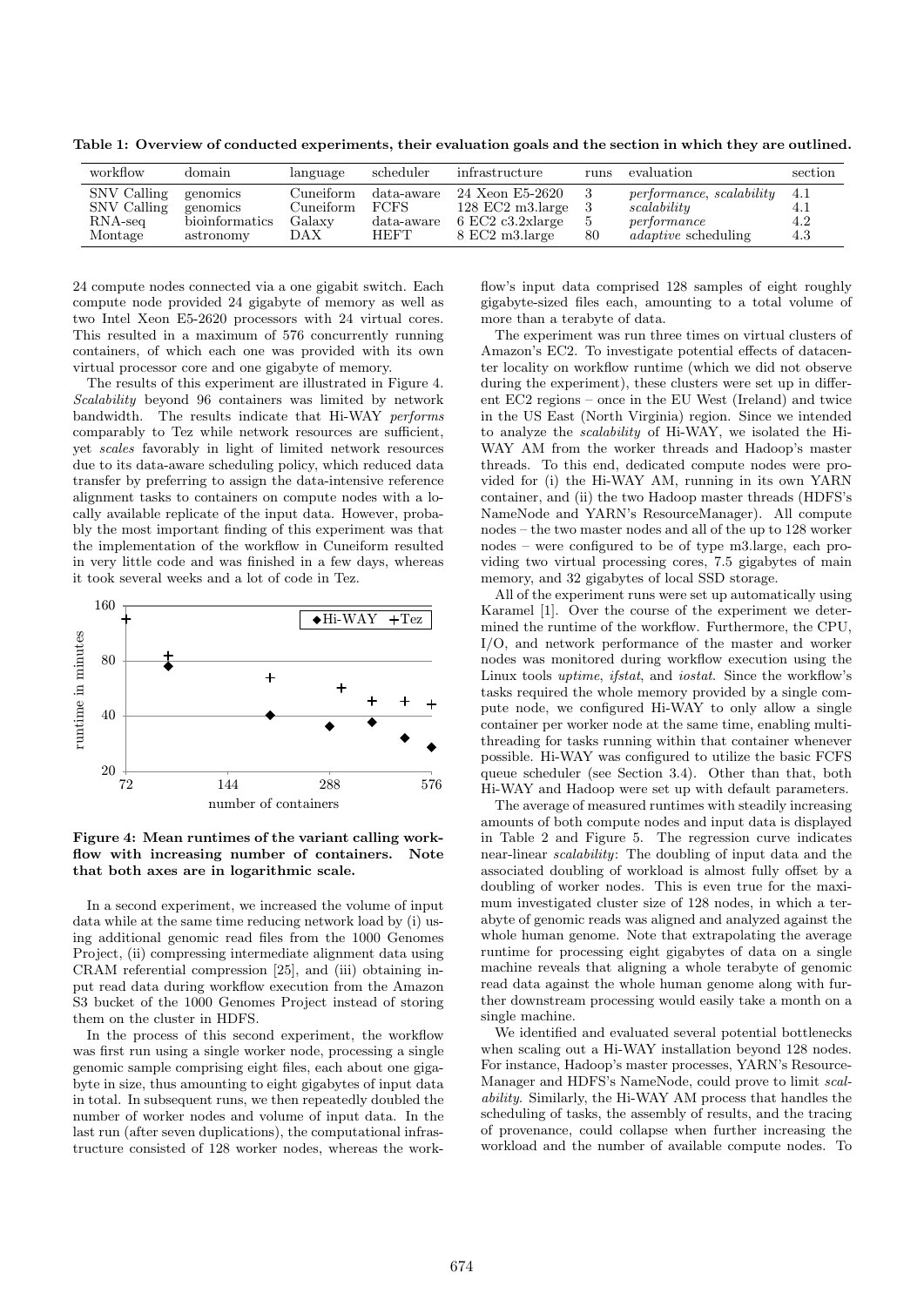**Table 1: Overview of conducted experiments, their evaluation goals and the section in which they are outlined.**

| workflow | domain | language | scheduler | infrastructure | runs | evaluation | section |
|---|---|---|---|---|---|---|---|
| SNV Calling | genomics | Cuneiform | data-aware | 24 Xeon E5-2620 | 3 | *performance*, *scalability* | 4.1 |
| SNV Calling | genomics | Cuneiform | FCFS | 128 EC2 m3.large | 3 | *scalability* | 4.1 |
| RNA-seq | bioinformatics | Galaxy | data-aware | 6 EC2 c3.2xlarge | 5 | *performance* | 4.2 |
| Montage | astronomy | DAX | HEFT | 8 EC2 m3.large | 80 | *adaptive* scheduling | 4.3 |

24 compute nodes connected via a one gigabit switch. Each compute node provided 24 gigabyte of memory as well as two Intel Xeon E5-2620 processors with 24 virtual cores. This resulted in a maximum of 576 concurrently running containers, of which each one was provided with its own virtual processor core and one gigabyte of memory.

The results of this experiment are illustrated in Figure 4. *Scalability* beyond 96 containers was limited by network bandwidth. The results indicate that Hi-WAY *performs* comparably to Tez while network resources are sufficient, yet *scales* favorably in light of limited network resources due to its data-aware scheduling policy, which reduced data transfer by preferring to assign the data-intensive reference alignment tasks to containers on compute nodes with a locally available replicate of the input data. However, probably the most important finding of this experiment was that the implementation of the workflow in Cuneiform resulted in very little code and was finished in a few days, whereas it took several weeks and a lot of code in Tez.

**Figure 4: Mean runtimes of the variant calling workflow with increasing number of containers. Note that both axes are in logarithmic scale.**

In a second experiment, we increased the volume of input data while at the same time reducing network load by (i) using additional genomic read files from the 1000 Genomes Project, (ii) compressing intermediate alignment data using CRAM referential compression [25], and (iii) obtaining input read data during workflow execution from the Amazon S3 bucket of the 1000 Genomes Project instead of storing them on the cluster in HDFS.

In the process of this second experiment, the workflow was first run using a single worker node, processing a single genomic sample comprising eight files, each about one gigabyte in size, thus amounting to eight gigabytes of input data in total. In subsequent runs, we then repeatedly doubled the number of worker nodes and volume of input data. In the last run (after seven duplications), the computational infrastructure consisted of 128 worker nodes, whereas the workflow's input data comprised 128 samples of eight roughly gigabyte-sized files each, amounting to a total volume of more than a terabyte of data.

The experiment was run three times on virtual clusters of Amazon's EC2. To investigate potential effects of datacenter locality on workflow runtime (which we did not observe during the experiment), these clusters were set up in different EC2 regions – once in the EU West (Ireland) and twice in the US East (North Virginia) region. Since we intended to analyze the *scalability* of Hi-WAY, we isolated the Hi-WAY AM from the worker threads and Hadoop's master threads. To this end, dedicated compute nodes were provided for (i) the Hi-WAY AM, running in its own YARN container, and (ii) the two Hadoop master threads (HDFS's NameNode and YARN's ResourceManager). All compute nodes – the two master nodes and all of the up to 128 worker nodes – were configured to be of type m3.large, each providing two virtual processing cores, 7.5 gigabytes of main memory, and 32 gigabytes of local SSD storage.

All of the experiment runs were set up automatically using Karamel [1]. Over the course of the experiment we determined the runtime of the workflow. Furthermore, the CPU, I/O, and network performance of the master and worker nodes was monitored during workflow execution using the Linux tools *uptime*, *ifstat*, and *iostat*. Since the workflow's tasks required the whole memory provided by a single compute node, we configured Hi-WAY to only allow a single container per worker node at the same time, enabling multithreading for tasks running within that container whenever possible. Hi-WAY was configured to utilize the basic FCFS queue scheduler (see Section 3.4). Other than that, both Hi-WAY and Hadoop were set up with default parameters.

The average of measured runtimes with steadily increasing amounts of both compute nodes and input data is displayed in Table 2 and Figure 5. The regression curve indicates near-linear *scalability*: The doubling of input data and the associated doubling of workload is almost fully offset by a doubling of worker nodes. This is even true for the maximum investigated cluster size of 128 nodes, in which a terabyte of genomic reads was aligned and analyzed against the whole human genome. Note that extrapolating the average runtime for processing eight gigabytes of data on a single machine reveals that aligning a whole terabyte of genomic read data against the whole human genome along with further downstream processing would easily take a month on a single machine.

We identified and evaluated several potential bottlenecks when scaling out a Hi-WAY installation beyond 128 nodes. For instance, Hadoop's master processes, YARN's ResourceManager and HDFS's NameNode, could prove to limit *scalability*. Similarly, the Hi-WAY AM process that handles the scheduling of tasks, the assembly of results, and the tracing of provenance, could collapse when further increasing the workload and the number of available compute nodes. To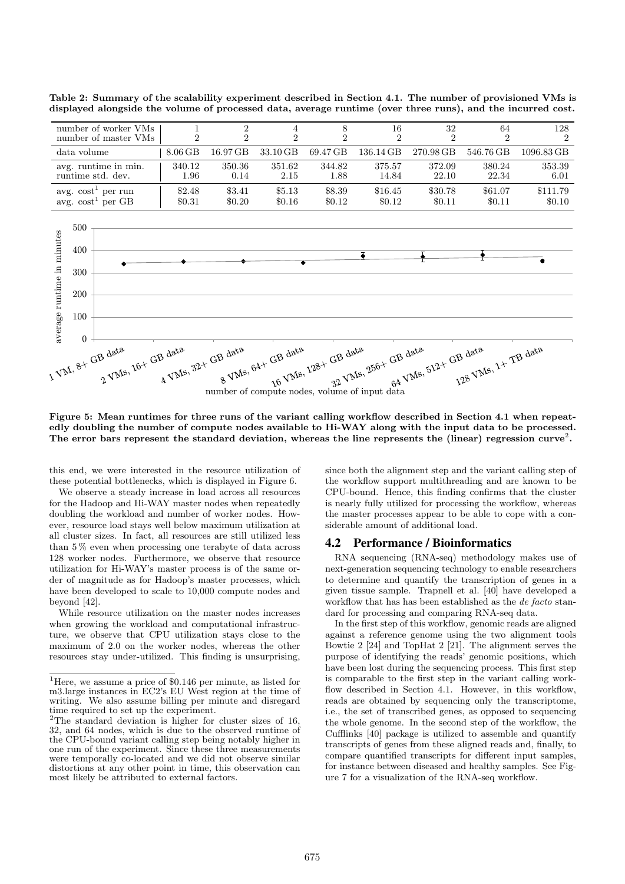**Table 2: Summary of the scalability experiment described in Section 4.1. The number of provisioned VMs is displayed alongside the volume of processed data, average runtime (over three runs), and the incurred cost.**

| number of worker VMs | 1 | 2 | 4 | 8 | 16 | 32 | 64 | 128 |
|---|---|---|---|---|---|---|---|---|
| number of master VMs | 2 | 2 | 2 | 2 | 2 | 2 | 2 | 2 |
| data volume | 8.06 GB | 16.97 GB | 33.10 GB | 69.47 GB | 136.14 GB | 270.98 GB | 546.76 GB | 1096.83 GB |
| avg. runtime in min. | 340.12 | 350.36 | 351.62 | 344.82 | 375.57 | 372.09 | 380.24 | 353.39 |
| runtime std. dev. | 1.96 | 0.14 | 2.15 | 1.88 | 14.84 | 22.10 | 22.34 | 6.01 |
| avg. cost[1] per run | $2.48 | $3.41 | $5.13 | $8.39 | $16.45 | $30.78 | $61.07 | $111.79 |
| avg. cost[1] per GB | $0.31 | $0.20 | $0.16 | $0.12 | $0.12 | $0.11 | $0.11 | $0.10 |

**Figure 5: Mean runtimes for three runs of the variant calling workflow described in Section 4.1 when repeatedly doubling the number of compute nodes available to Hi-WAY along with the input data to be processed. The error bars represent the standard deviation, whereas the line represents the (linear) regression curve[2].**

this end, we were interested in the resource utilization of these potential bottlenecks, which is displayed in Figure 6.

We observe a steady increase in load across all resources for the Hadoop and Hi-WAY master nodes when repeatedly doubling the workload and number of worker nodes. However, resource load stays well below maximum utilization at all cluster sizes. In fact, all resources are still utilized less than 5 % even when processing one terabyte of data across 128 worker nodes. Furthermore, we observe that resource utilization for Hi-WAY's master process is of the same order of magnitude as for Hadoop's master processes, which have been developed to scale to 10,000 compute nodes and beyond [42].

While resource utilization on the master nodes increases when growing the workload and computational infrastructure, we observe that CPU utilization stays close to the maximum of 2.0 on the worker nodes, whereas the other resources stay under-utilized. This finding is unsurprising, since both the alignment step and the variant calling step of the workflow support multithreading and are known to be CPU-bound. Hence, this finding confirms that the cluster is nearly fully utilized for processing the workflow, whereas the master processes appear to be able to cope with a considerable amount of additional load.

## 4.2 Performance / Bioinformatics

RNA sequencing (RNA-seq) methodology makes use of next-generation sequencing technology to enable researchers to determine and quantify the transcription of genes in a given tissue sample. Trapnell et al. [40] have developed a workflow that has has been established as the *de facto* standard for processing and comparing RNA-seq data.

In the first step of this workflow, genomic reads are aligned against a reference genome using the two alignment tools Bowtie 2 [24] and TopHat 2 [21]. The alignment serves the purpose of identifying the reads' genomic positions, which have been lost during the sequencing process. This first step is comparable to the first step in the variant calling workflow described in Section 4.1. However, in this workflow, reads are obtained by sequencing only the transcriptome, i.e., the set of transcribed genes, as opposed to sequencing the whole genome. In the second step of the workflow, the Cufflinks [40] package is utilized to assemble and quantify transcripts of genes from these aligned reads and, finally, to compare quantified transcripts for different input samples, for instance between diseased and healthy samples. See Figure 7 for a visualization of the RNA-seq workflow.

---

[1] Here, we assume a price of $0.146 per minute, as listed for m3.large instances in EC2's EU West region at the time of writing. We also assume billing per minute and disregard time required to set up the experiment.

[2] The standard deviation is higher for cluster sizes of 16, 32, and 64 nodes, which is due to the observed runtime of the CPU-bound variant calling step being notably higher in one run of the experiment. Since these three measurements were temporally co-located and we did not observe similar distortions at any other point in time, this observation can most likely be attributed to external factors.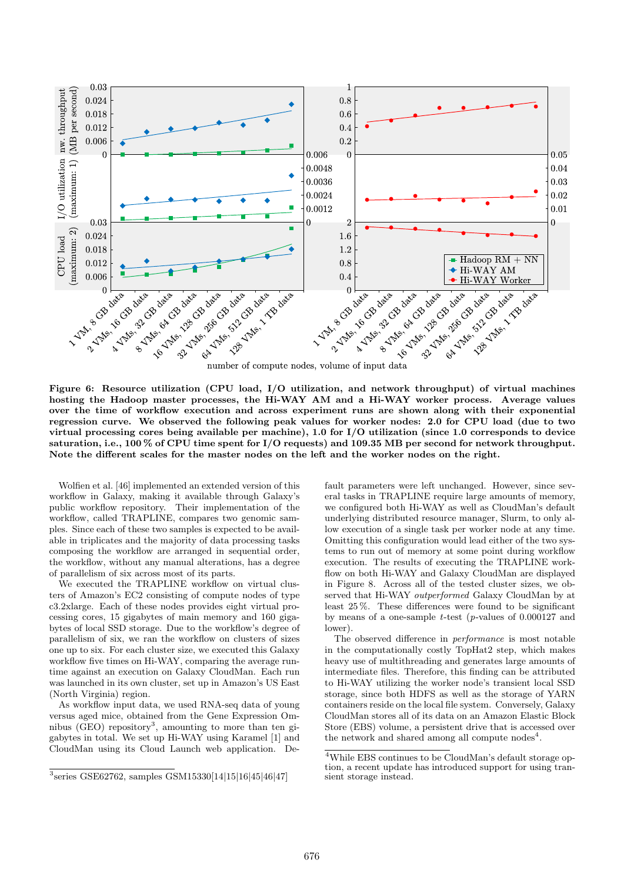**Figure 6: Resource utilization (CPU load, I/O utilization, and network throughput) of virtual machines hosting the Hadoop master processes, the Hi-WAY AM and a Hi-WAY worker process. Average values over the time of workflow execution and across experiment runs are shown along with their exponential regression curve. We observed the following peak values for worker nodes: 2.0 for CPU load (due to two virtual processing cores being available per machine), 1.0 for I/O utilization (since 1.0 corresponds to device saturation, i.e., 100 % of CPU time spent for I/O requests) and 109.35 MB per second for network throughput. Note the different scales for the master nodes on the left and the worker nodes on the right.**

Wolfien et al. [46] implemented an extended version of this workflow in Galaxy, making it available through Galaxy's public workflow repository. Their implementation of the workflow, called TRAPLINE, compares two genomic samples. Since each of these two samples is expected to be available in triplicates and the majority of data processing tasks composing the workflow are arranged in sequential order, the workflow, without any manual alterations, has a degree of parallelism of six across most of its parts.

We executed the TRAPLINE workflow on virtual clusters of Amazon's EC2 consisting of compute nodes of type c3.2xlarge. Each of these nodes provides eight virtual processing cores, 15 gigabytes of main memory and 160 gigabytes of local SSD storage. Due to the workflow's degree of parallelism of six, we ran the workflow on clusters of sizes one up to six. For each cluster size, we executed this Galaxy workflow five times on Hi-WAY, comparing the average runtime against an execution on Galaxy CloudMan. Each run was launched in its own cluster, set up in Amazon's US East (North Virginia) region.

As workflow input data, we used RNA-seq data of young versus aged mice, obtained from the Gene Expression Omnibus (GEO) repository[3], amounting to more than ten gigabytes in total. We set up Hi-WAY using Karamel [1] and CloudMan using its Cloud Launch web application. Default parameters were left unchanged. However, since several tasks in TRAPLINE require large amounts of memory, we configured both Hi-WAY as well as CloudMan's default underlying distributed resource manager, Slurm, to only allow execution of a single task per worker node at any time. Omitting this configuration would lead either of the two systems to run out of memory at some point during workflow execution. The results of executing the TRAPLINE workflow on both Hi-WAY and Galaxy CloudMan are displayed in Figure 8. Across all of the tested cluster sizes, we observed that Hi-WAY *outperformed* Galaxy CloudMan by at least 25 %. These differences were found to be significant by means of a one-sample $t$-test ($p$-values of 0.000127 and lower).

The observed difference in *performance* is most notable in the computationally costly TopHat2 step, which makes heavy use of multithreading and generates large amounts of intermediate files. Therefore, this finding can be attributed to Hi-WAY utilizing the worker node's transient local SSD storage, since both HDFS as well as the storage of YARN containers reside on the local file system. Conversely, Galaxy CloudMan stores all of its data on an Amazon Elastic Block Store (EBS) volume, a persistent drive that is accessed over the network and shared among all compute nodes[4].

[3] series GSE62762, samples GSM15330[14|15|16|45|46|47]

[4] While EBS continues to be CloudMan's default storage option, a recent update has introduced support for using transient storage instead.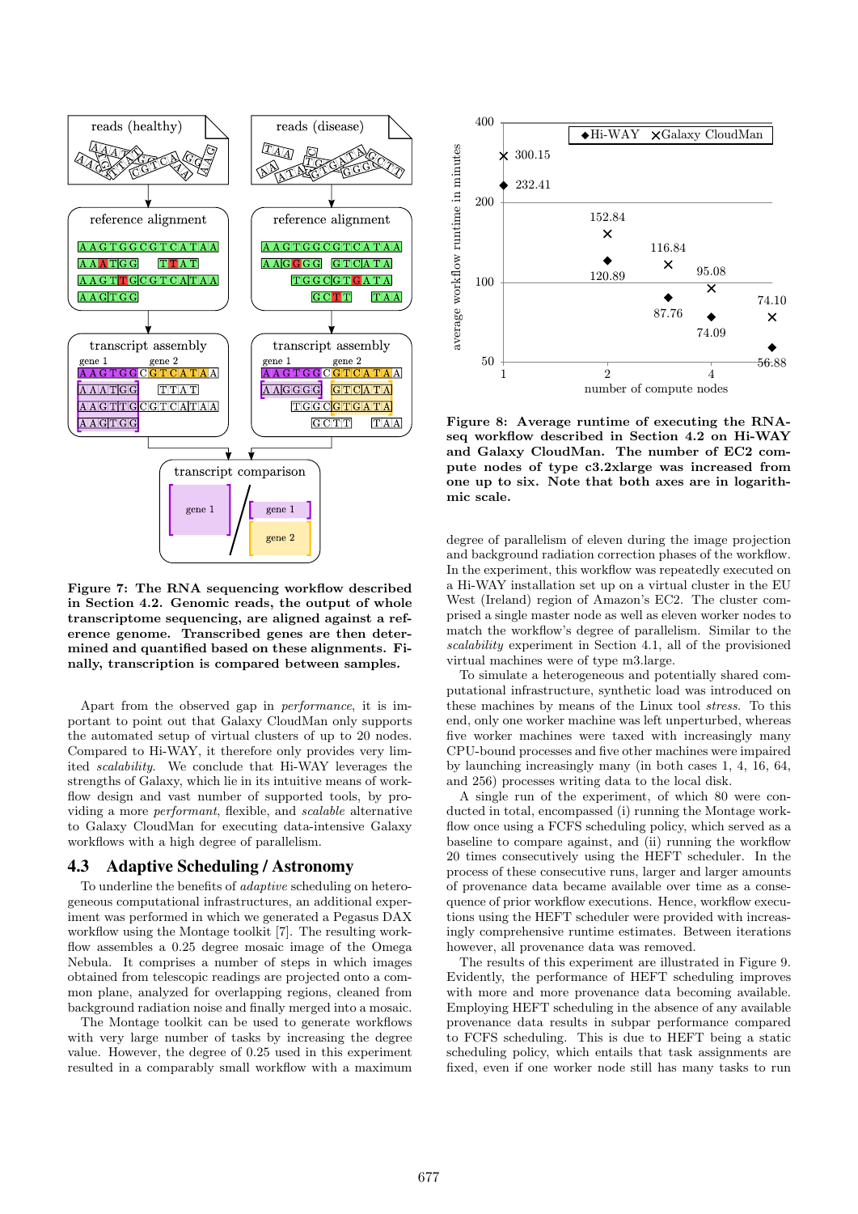**Figure 7: The RNA sequencing workflow described in Section 4.2. Genomic reads, the output of whole transcriptome sequencing, are aligned against a reference genome. Transcribed genes are then determined and quantified based on these alignments. Finally, transcription is compared between samples.**

Apart from the observed gap in *performance*, it is important to point out that Galaxy CloudMan only supports the automated setup of virtual clusters of up to 20 nodes. Compared to Hi-WAY, it therefore only provides very limited *scalability*. We conclude that Hi-WAY leverages the strengths of Galaxy, which lie in its intuitive means of workflow design and vast number of supported tools, by providing a more *performant*, flexible, and *scalable* alternative to Galaxy CloudMan for executing data-intensive Galaxy workflows with a high degree of parallelism.

## 4.3 Adaptive Scheduling / Astronomy

To underline the benefits of *adaptive* scheduling on heterogeneous computational infrastructures, an additional experiment was performed in which we generated a Pegasus DAX workflow using the Montage toolkit [7]. The resulting workflow assembles a 0.25 degree mosaic image of the Omega Nebula. It comprises a number of steps in which images obtained from telescopic readings are projected onto a common plane, analyzed for overlapping regions, cleaned from background radiation noise and finally merged into a mosaic.

The Montage toolkit can be used to generate workflows with very large number of tasks by increasing the degree value. However, the degree of 0.25 used in this experiment resulted in a comparably small workflow with a maximum degree of parallelism of eleven during the image projection and background radiation correction phases of the workflow. In the experiment, this workflow was repeatedly executed on a Hi-WAY installation set up on a virtual cluster in the EU West (Ireland) region of Amazon's EC2. The cluster comprised a single master node as well as eleven worker nodes to match the workflow's degree of parallelism. Similar to the *scalability* experiment in Section 4.1, all of the provisioned virtual machines were of type m3.large.

**Figure 8: Average runtime of executing the RNA-seq workflow described in Section 4.2 on Hi-WAY and Galaxy CloudMan. The number of EC2 compute nodes of type c3.2xlarge was increased from one up to six. Note that both axes are in logarithmic scale.**

To simulate a heterogeneous and potentially shared computational infrastructure, synthetic load was introduced on these machines by means of the Linux tool *stress*. To this end, only one worker machine was left unperturbed, whereas five worker machines were taxed with increasingly many CPU-bound processes and five other machines were impaired by launching increasingly many (in both cases 1, 4, 16, 64, and 256) processes writing data to the local disk.

A single run of the experiment, of which 80 were conducted in total, encompassed (i) running the Montage workflow once using a FCFS scheduling policy, which served as a baseline to compare against, and (ii) running the workflow 20 times consecutively using the HEFT scheduler. In the process of these consecutive runs, larger and larger amounts of provenance data became available over time as a consequence of prior workflow executions. Hence, workflow executions using the HEFT scheduler were provided with increasingly comprehensive runtime estimates. Between iterations however, all provenance data was removed.

The results of this experiment are illustrated in Figure 9. Evidently, the performance of HEFT scheduling improves with more and more provenance data becoming available. Employing HEFT scheduling in the absence of any available provenance data results in subpar performance compared to FCFS scheduling. This is due to HEFT being a static scheduling policy, which entails that task assignments are fixed, even if one worker node still has many tasks to run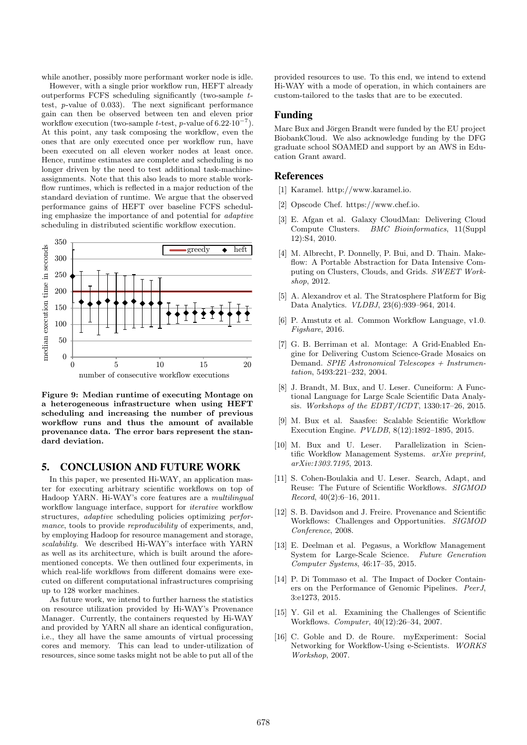while another, possibly more performant worker node is idle.

However, with a single prior workflow run, HEFT already outperforms FCFS scheduling significantly (two-sample $t$-test, $p$-value of 0.033). The next significant performance gain can then be observed between ten and eleven prior workflow execution (two-sample $t$-test, $p$-value of $6.22 \cdot 10^{-7}$). At this point, any task composing the workflow, even the ones that are only executed once per workflow run, have been executed on all eleven worker nodes at least once. Hence, runtime estimates are complete and scheduling is no longer driven by the need to test additional task-machine-assignments. Note that this also leads to more stable workflow runtimes, which is reflected in a major reduction of the standard deviation of runtime. We argue that the observed performance gains of HEFT over baseline FCFS scheduling emphasize the importance of and potential for *adaptive* scheduling in distributed scientific workflow execution.

**Figure 9: Median runtime of executing Montage on a heterogeneous infrastructure when using HEFT scheduling and increasing the number of previous workflow runs and thus the amount of available provenance data. The error bars represent the standard deviation.**

## 5. CONCLUSION AND FUTURE WORK

In this paper, we presented Hi-WAY, an application master for executing arbitrary scientific workflows on top of Hadoop YARN. Hi-WAY's core features are a *multilingual* workflow language interface, support for *iterative* workflow structures, *adaptive* scheduling policies optimizing *performance*, tools to provide *reproducibility* of experiments, and, by employing Hadoop for resource management and storage, *scalability*. We described Hi-WAY's interface with YARN as well as its architecture, which is built around the aforementioned concepts. We then outlined four experiments, in which real-life workflows from different domains were executed on different computational infrastructures comprising up to 128 worker machines.

As future work, we intend to further harness the statistics on resource utilization provided by Hi-WAY's Provenance Manager. Currently, the containers requested by Hi-WAY and provided by YARN all share an identical configuration, i.e., they all have the same amounts of virtual processing cores and memory. This can lead to under-utilization of resources, since some tasks might not be able to put all of the provided resources to use. To this end, we intend to extend Hi-WAY with a mode of operation, in which containers are custom-tailored to the tasks that are to be executed.

## Funding

Marc Bux and Jörgen Brandt were funded by the EU project BiobankCloud. We also acknowledge funding by the DFG graduate school SOAMED and support by an AWS in Education Grant award.

## References

[1] Karamel. http://www.karamel.io.

[2] Opscode Chef. https://www.chef.io.

[3] E. Afgan et al. Galaxy CloudMan: Delivering Cloud Compute Clusters. *BMC Bioinformatics*, 11(Suppl 12):S4, 2010.

[4] M. Albrecht, P. Donnelly, P. Bui, and D. Thain. Makeflow: A Portable Abstraction for Data Intensive Computing on Clusters, Clouds, and Grids. *SWEET Workshop*, 2012.

[5] A. Alexandrov et al. The Stratosphere Platform for Big Data Analytics. *VLDBJ*, 23(6):939–964, 2014.

[6] P. Amstutz et al. Common Workflow Language, v1.0. *Figshare*, 2016.

[7] G. B. Berriman et al. Montage: A Grid-Enabled Engine for Delivering Custom Science-Grade Mosaics on Demand. *SPIE Astronomical Telescopes + Instrumentation*, 5493:221–232, 2004.

[8] J. Brandt, M. Bux, and U. Leser. Cuneiform: A Functional Language for Large Scale Scientific Data Analysis. *Workshops of the EDBT/ICDT*, 1330:17–26, 2015.

[9] M. Bux et al. Saasfee: Scalable Scientific Workflow Execution Engine. *PVLDB*, 8(12):1892–1895, 2015.

[10] M. Bux and U. Leser. Parallelization in Scientific Workflow Management Systems. *arXiv preprint, arXiv:1303.7195*, 2013.

[11] S. Cohen-Boulakia and U. Leser. Search, Adapt, and Reuse: The Future of Scientific Workflows. *SIGMOD Record*, 40(2):6–16, 2011.

[12] S. B. Davidson and J. Freire. Provenance and Scientific Workflows: Challenges and Opportunities. *SIGMOD Conference*, 2008.

[13] E. Deelman et al. Pegasus, a Workflow Management System for Large-Scale Science. *Future Generation Computer Systems*, 46:17–35, 2015.

[14] P. Di Tommaso et al. The Impact of Docker Containers on the Performance of Genomic Pipelines. *PeerJ*, 3:e1273, 2015.

[15] Y. Gil et al. Examining the Challenges of Scientific Workflows. *Computer*, 40(12):26–34, 2007.

[16] C. Goble and D. de Roure. myExperiment: Social Networking for Workflow-Using e-Scientists. *WORKS Workshop*, 2007.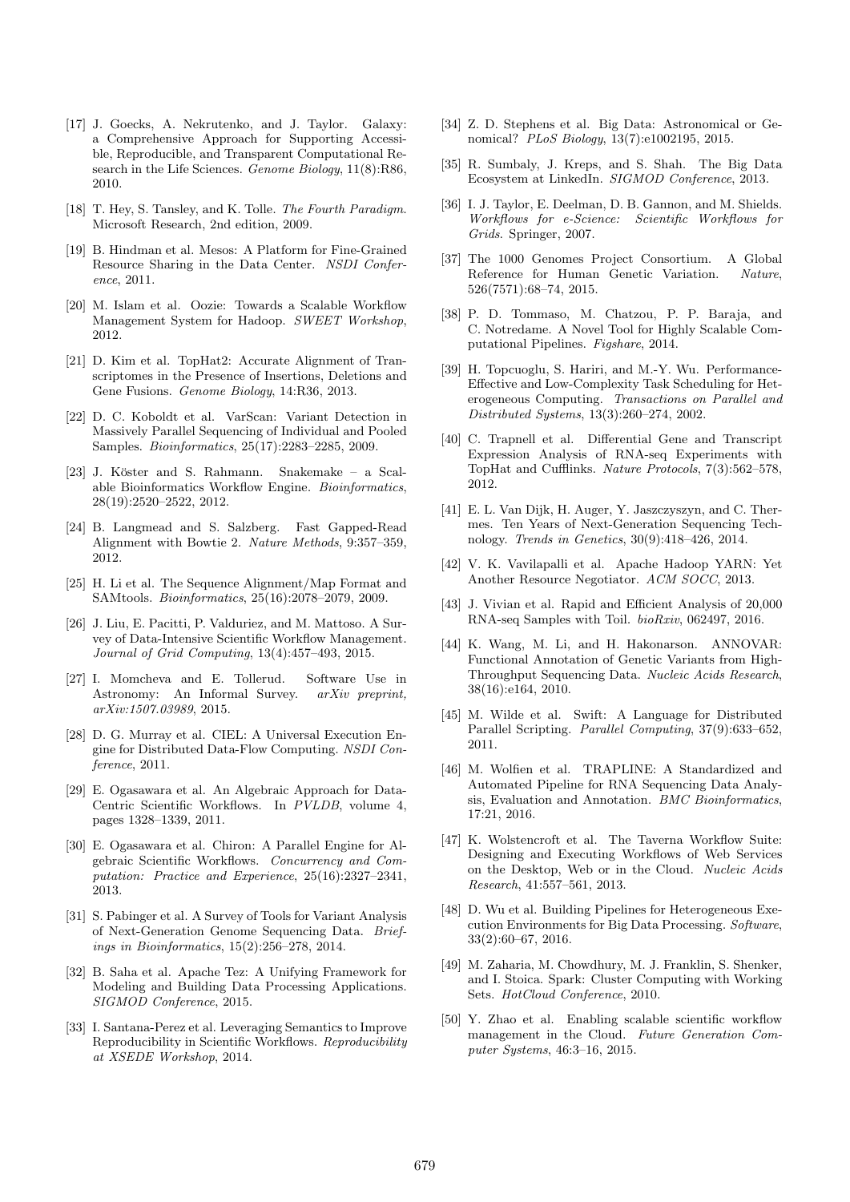[17] J. Goecks, A. Nekrutenko, and J. Taylor. Galaxy: a Comprehensive Approach for Supporting Accessible, Reproducible, and Transparent Computational Research in the Life Sciences. *Genome Biology*, 11(8):R86, 2010.

[18] T. Hey, S. Tansley, and K. Tolle. *The Fourth Paradigm*. Microsoft Research, 2nd edition, 2009.

[19] B. Hindman et al. Mesos: A Platform for Fine-Grained Resource Sharing in the Data Center. *NSDI Conference*, 2011.

[20] M. Islam et al. Oozie: Towards a Scalable Workflow Management System for Hadoop. *SWEET Workshop*, 2012.

[21] D. Kim et al. TopHat2: Accurate Alignment of Transcriptomes in the Presence of Insertions, Deletions and Gene Fusions. *Genome Biology*, 14:R36, 2013.

[22] D. C. Koboldt et al. VarScan: Variant Detection in Massively Parallel Sequencing of Individual and Pooled Samples. *Bioinformatics*, 25(17):2283–2285, 2009.

[23] J. Köster and S. Rahmann. Snakemake – a Scalable Bioinformatics Workflow Engine. *Bioinformatics*, 28(19):2520–2522, 2012.

[24] B. Langmead and S. Salzberg. Fast Gapped-Read Alignment with Bowtie 2. *Nature Methods*, 9:357–359, 2012.

[25] H. Li et al. The Sequence Alignment/Map Format and SAMtools. *Bioinformatics*, 25(16):2078–2079, 2009.

[26] J. Liu, E. Pacitti, P. Valduriez, and M. Mattoso. A Survey of Data-Intensive Scientific Workflow Management. *Journal of Grid Computing*, 13(4):457–493, 2015.

[27] I. Momcheva and E. Tollerud. Software Use in Astronomy: An Informal Survey. *arXiv preprint, arXiv:1507.03989*, 2015.

[28] D. G. Murray et al. CIEL: A Universal Execution Engine for Distributed Data-Flow Computing. *NSDI Conference*, 2011.

[29] E. Ogasawara et al. An Algebraic Approach for Data-Centric Scientific Workflows. In *PVLDB*, volume 4, pages 1328–1339, 2011.

[30] E. Ogasawara et al. Chiron: A Parallel Engine for Algebraic Scientific Workflows. *Concurrency and Computation: Practice and Experience*, 25(16):2327–2341, 2013.

[31] S. Pabinger et al. A Survey of Tools for Variant Analysis of Next-Generation Genome Sequencing Data. *Briefings in Bioinformatics*, 15(2):256–278, 2014.

[32] B. Saha et al. Apache Tez: A Unifying Framework for Modeling and Building Data Processing Applications. *SIGMOD Conference*, 2015.

[33] I. Santana-Perez et al. Leveraging Semantics to Improve Reproducibility in Scientific Workflows. *Reproducibility at XSEDE Workshop*, 2014.

[34] Z. D. Stephens et al. Big Data: Astronomical or Genomical? *PLoS Biology*, 13(7):e1002195, 2015.

[35] R. Sumbaly, J. Kreps, and S. Shah. The Big Data Ecosystem at LinkedIn. *SIGMOD Conference*, 2013.

[36] I. J. Taylor, E. Deelman, D. B. Gannon, and M. Shields. *Workflows for e-Science: Scientific Workflows for Grids*. Springer, 2007.

[37] The 1000 Genomes Project Consortium. A Global Reference for Human Genetic Variation. *Nature*, 526(7571):68–74, 2015.

[38] P. D. Tommaso, M. Chatzou, P. P. Baraja, and C. Notredame. A Novel Tool for Highly Scalable Computational Pipelines. *Figshare*, 2014.

[39] H. Topcuoglu, S. Hariri, and M.-Y. Wu. Performance-Effective and Low-Complexity Task Scheduling for Heterogeneous Computing. *Transactions on Parallel and Distributed Systems*, 13(3):260–274, 2002.

[40] C. Trapnell et al. Differential Gene and Transcript Expression Analysis of RNA-seq Experiments with TopHat and Cufflinks. *Nature Protocols*, 7(3):562–578, 2012.

[41] E. L. Van Dijk, H. Auger, Y. Jaszczyszyn, and C. Thermes. Ten Years of Next-Generation Sequencing Technology. *Trends in Genetics*, 30(9):418–426, 2014.

[42] V. K. Vavilapalli et al. Apache Hadoop YARN: Yet Another Resource Negotiator. *ACM SOCC*, 2013.

[43] J. Vivian et al. Rapid and Efficient Analysis of 20,000 RNA-seq Samples with Toil. *bioRxiv*, 062497, 2016.

[44] K. Wang, M. Li, and H. Hakonarson. ANNOVAR: Functional Annotation of Genetic Variants from High-Throughput Sequencing Data. *Nucleic Acids Research*, 38(16):e164, 2010.

[45] M. Wilde et al. Swift: A Language for Distributed Parallel Scripting. *Parallel Computing*, 37(9):633–652, 2011.

[46] M. Wolfien et al. TRAPLINE: A Standardized and Automated Pipeline for RNA Sequencing Data Analysis, Evaluation and Annotation. *BMC Bioinformatics*, 17:21, 2016.

[47] K. Wolstencroft et al. The Taverna Workflow Suite: Designing and Executing Workflows of Web Services on the Desktop, Web or in the Cloud. *Nucleic Acids Research*, 41:557–561, 2013.

[48] D. Wu et al. Building Pipelines for Heterogeneous Execution Environments for Big Data Processing. *Software*, 33(2):60–67, 2016.

[49] M. Zaharia, M. Chowdhury, M. J. Franklin, S. Shenker, and I. Stoica. Spark: Cluster Computing with Working Sets. *HotCloud Conference*, 2010.

[50] Y. Zhao et al. Enabling scalable scientific workflow management in the Cloud. *Future Generation Computer Systems*, 46:3–16, 2015.